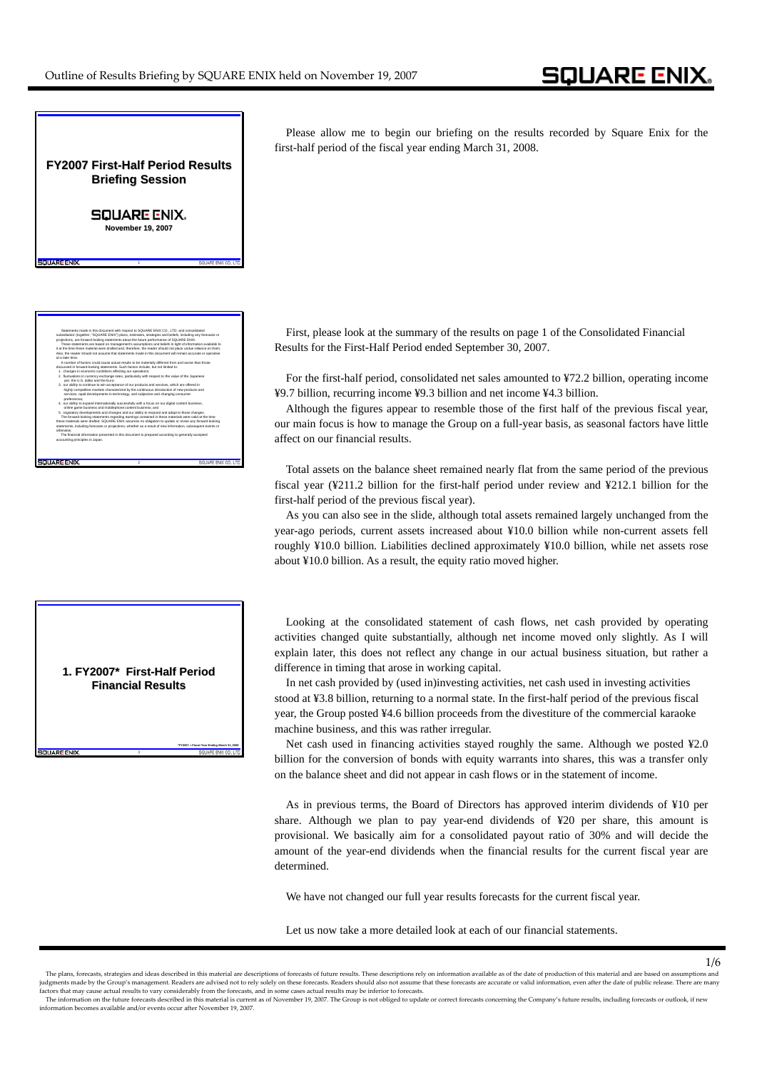Outline of Results Briefing by SQUARE ENIX held on November 19, 2007

**FY2007 First-Half Period Results Briefing Session**

SQUARE ENIX
November 19, 2007

Please allow me to begin our briefing on the results recorded by Square Enix for the first-half period of the fiscal year ending March 31, 2008.

Statements made in this document with respect to SQUARE ENIX CO., LTD. and consolidated subsidiaries' (together, "SQUARE ENIX") plans, estimates, strategies and beliefs, including any forecasts or projections, are forward-looking statements about the future performance of SQUARE ENIX. These statements are based on management's assumptions and beliefs in light of information available to it at the time these material were drafted and, therefore, the reader should not place undue reliance on them. Also, the reader should not assume that statements made in this document will remain accurate or operative at a later time.

A number of factors could cause actual results to be materially different from and worse than those discussed in forward-looking statements. Such factors include, but not limited to:

1. changes in economic conditions affecting our operations;
2. fluctuations in currency exchange rates, particularly with respect to the value of the Japanese yen, the U.S. dollar and the Euro;
3. our ability to continue to win acceptance of our products and services, which are offered in highly competitive markets characterized by the continuous introduction of new products and services, rapid developments in technology, and subjective and changing consumer preferences;
4. our ability to expand internationally successfully with a focus on our digital content business, online game business and mobilephone content business; and
5. regulatory developments and changes and our ability to respond and adapt to those changes.

The forward-looking statements regarding earnings contained in these materials were valid at the time these materials were drafted. SQUARE ENIX assumes no obligation to update or revise any forward-looking statements, including forecasts or projections, whether as a result of new information, subsequent events or otherwise.

The financial information presented in this document is prepared according to generally accepted accounting principles in Japan.

First, please look at the summary of the results on page 1 of the Consolidated Financial Results for the First-Half Period ended September 30, 2007.

For the first-half period, consolidated net sales amounted to ¥72.2 billion, operating income ¥9.7 billion, recurring income ¥9.3 billion and net income ¥4.3 billion.

Although the figures appear to resemble those of the first half of the previous fiscal year, our main focus is how to manage the Group on a full-year basis, as seasonal factors have little affect on our financial results.

Total assets on the balance sheet remained nearly flat from the same period of the previous fiscal year (¥211.2 billion for the first-half period under review and ¥212.1 billion for the first-half period of the previous fiscal year).

As you can also see in the slide, although total assets remained largely unchanged from the year-ago periods, current assets increased about ¥10.0 billion while non-current assets fell roughly ¥10.0 billion. Liabilities declined approximately ¥10.0 billion, while net assets rose about ¥10.0 billion. As a result, the equity ratio moved higher.

**1. FY2007* First-Half Period Financial Results**

*FY2007 = Fiscal Year Ending March 31, 2008

Looking at the consolidated statement of cash flows, net cash provided by operating activities changed quite substantially, although net income moved only slightly. As I will explain later, this does not reflect any change in our actual business situation, but rather a difference in timing that arose in working capital.

In net cash provided by (used in)investing activities, net cash used in investing activities stood at ¥3.8 billion, returning to a normal state. In the first-half period of the previous fiscal year, the Group posted ¥4.6 billion proceeds from the divestiture of the commercial karaoke machine business, and this was rather irregular.

Net cash used in financing activities stayed roughly the same. Although we posted ¥2.0 billion for the conversion of bonds with equity warrants into shares, this was a transfer only on the balance sheet and did not appear in cash flows or in the statement of income.

As in previous terms, the Board of Directors has approved interim dividends of ¥10 per share. Although we plan to pay year-end dividends of ¥20 per share, this amount is provisional. We basically aim for a consolidated payout ratio of 30% and will decide the amount of the year-end dividends when the financial results for the current fiscal year are determined.

We have not changed our full year results forecasts for the current fiscal year.

Let us now take a more detailed look at each of our financial statements.

The plans, forecasts, strategies and ideas described in this material are descriptions of forecasts of future results. These descriptions rely on information available as of the date of production of this material and are based on assumptions and judgments made by the Group's management. Readers are advised not to rely solely on these forecasts. Readers should also not assume that these forecasts are accurate or valid information, even after the date of public release. There are many factors that may cause actual results to vary considerably from the forecasts, and in some cases actual results may be inferior to forecasts.

The information on the future forecasts described in this material is current as of November 19, 2007. The Group is not obliged to update or correct forecasts concerning the Company's future results, including forecasts or outlook, if new information becomes available and/or events occur after November 19, 2007.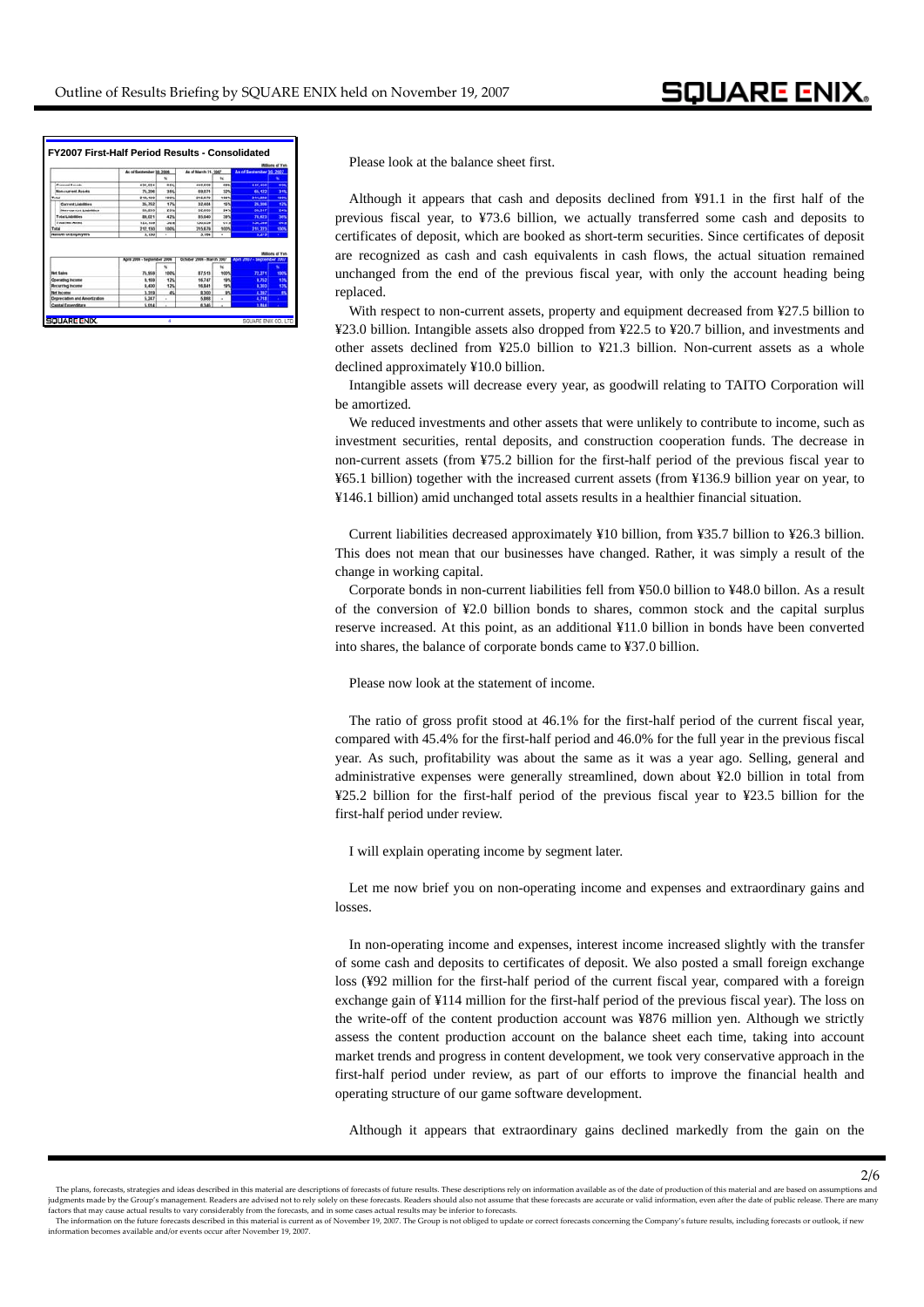**FY2007 First-Half Period Results - Consolidated**

Millions of Yen

| | As of September 30, 2006 | % | As of March 31, 2007 | % | As of September 30, 2007 | % |
|---|---|---|---|---|---|---|
| Current Assets | 136,944 | 65% | 146,607 | 68% | 146,151 | 69% |
| Non-current Assets | 75,206 | 35% | 69,071 | 32% | 65,122 | 31% |
| Total | 212,150 | 100% | 215,678 | 100% | 211,273 | 100% |
| Current Liabilities | 35,752 | 17% | 32,464 | 15% | 26,366 | 12% |
| Non-current Liabilities | 50,269 | 24% | 50,576 | 24% | 48,257 | 23% |
| Total Liabilities | 86,021 | 41% | 83,040 | 39% | 74,623 | 35% |
| Net Assets | 126,129 | 59% | 132,638 | 61% | 136,650 | 65% |
| Total | 212,150 | 100% | 215,678 | 100% | 211,273 | 100% |
| Number of Employees | 3,130 | - | 3,164 | - | 3,413 | - |

Millions of Yen

| | April 2006 - September 2006 | % | October 2006 - March 2007 | % | April 2007 - September 2007 | % |
|---|---|---|---|---|---|---|
| Net Sales | 71,559 | 100% | 87,513 | 100% | 73,271 | 100% |
| Operating Income | 9,159 | 13% | 16,747 | 19% | 9,752 | 13% |
| Recurring Income | 9,430 | 13% | 16,641 | 19% | 9,303 | 13% |
| Net Income | 3,319 | 4% | 8,300 | 9% | 4,397 | 6% |
| Depreciation and Amortization | 5,267 | - | 5,068 | - | 4,718 | - |
| Capital Expenditure | 5,014 | - | 8,545 | - | 1,964 | - |

Please look at the balance sheet first.

Although it appears that cash and deposits declined from ¥91.1 in the first half of the previous fiscal year, to ¥73.6 billion, we actually transferred some cash and deposits to certificates of deposit, which are booked as short-term securities. Since certificates of deposit are recognized as cash and cash equivalents in cash flows, the actual situation remained unchanged from the end of the previous fiscal year, with only the account heading being replaced.

With respect to non-current assets, property and equipment decreased from ¥27.5 billion to ¥23.0 billion. Intangible assets also dropped from ¥22.5 to ¥20.7 billion, and investments and other assets declined from ¥25.0 billion to ¥21.3 billion. Non-current assets as a whole declined approximately ¥10.0 billion.

Intangible assets will decrease every year, as goodwill relating to TAITO Corporation will be amortized.

We reduced investments and other assets that were unlikely to contribute to income, such as investment securities, rental deposits, and construction cooperation funds. The decrease in non-current assets (from ¥75.2 billion for the first-half period of the previous fiscal year to ¥65.1 billion) together with the increased current assets (from ¥136.9 billion year on year, to ¥146.1 billion) amid unchanged total assets results in a healthier financial situation.

Current liabilities decreased approximately ¥10 billion, from ¥35.7 billion to ¥26.3 billion. This does not mean that our businesses have changed. Rather, it was simply a result of the change in working capital.

Corporate bonds in non-current liabilities fell from ¥50.0 billion to ¥48.0 billon. As a result of the conversion of ¥2.0 billion bonds to shares, common stock and the capital surplus reserve increased. At this point, as an additional ¥11.0 billion in bonds have been converted into shares, the balance of corporate bonds came to ¥37.0 billion.

Please now look at the statement of income.

The ratio of gross profit stood at 46.1% for the first-half period of the current fiscal year, compared with 45.4% for the first-half period and 46.0% for the full year in the previous fiscal year. As such, profitability was about the same as it was a year ago. Selling, general and administrative expenses were generally streamlined, down about ¥2.0 billion in total from ¥25.2 billion for the first-half period of the previous fiscal year to ¥23.5 billion for the first-half period under review.

I will explain operating income by segment later.

Let me now brief you on non-operating income and expenses and extraordinary gains and losses.

In non-operating income and expenses, interest income increased slightly with the transfer of some cash and deposits to certificates of deposit. We also posted a small foreign exchange loss (¥92 million for the first-half period of the current fiscal year, compared with a foreign exchange gain of ¥114 million for the first-half period of the previous fiscal year). The loss on the write-off of the content production account was ¥876 million yen. Although we strictly assess the content production account on the balance sheet each time, taking into account market trends and progress in content development, we took very conservative approach in the first-half period under review, as part of our efforts to improve the financial health and operating structure of our game software development.

Although it appears that extraordinary gains declined markedly from the gain on the

The plans, forecasts, strategies and ideas described in this material are descriptions of forecasts of future results. These descriptions rely on information available as of the date of production of this material and are based on assumptions and judgments made by the Group's management. Readers are advised not to rely solely on these forecasts. Readers should also not assume that these forecasts are accurate or valid information, even after the date of public release. There are many factors that may cause actual results to vary considerably from the forecasts, and in some cases actual results may be inferior to forecasts.
The information on the future forecasts described in this material is current as of November 19, 2007. The Group is not obliged to update or correct forecasts concerning the Company's future results, including forecasts or outlook, if new information becomes available and/or events occur after November 19, 2007.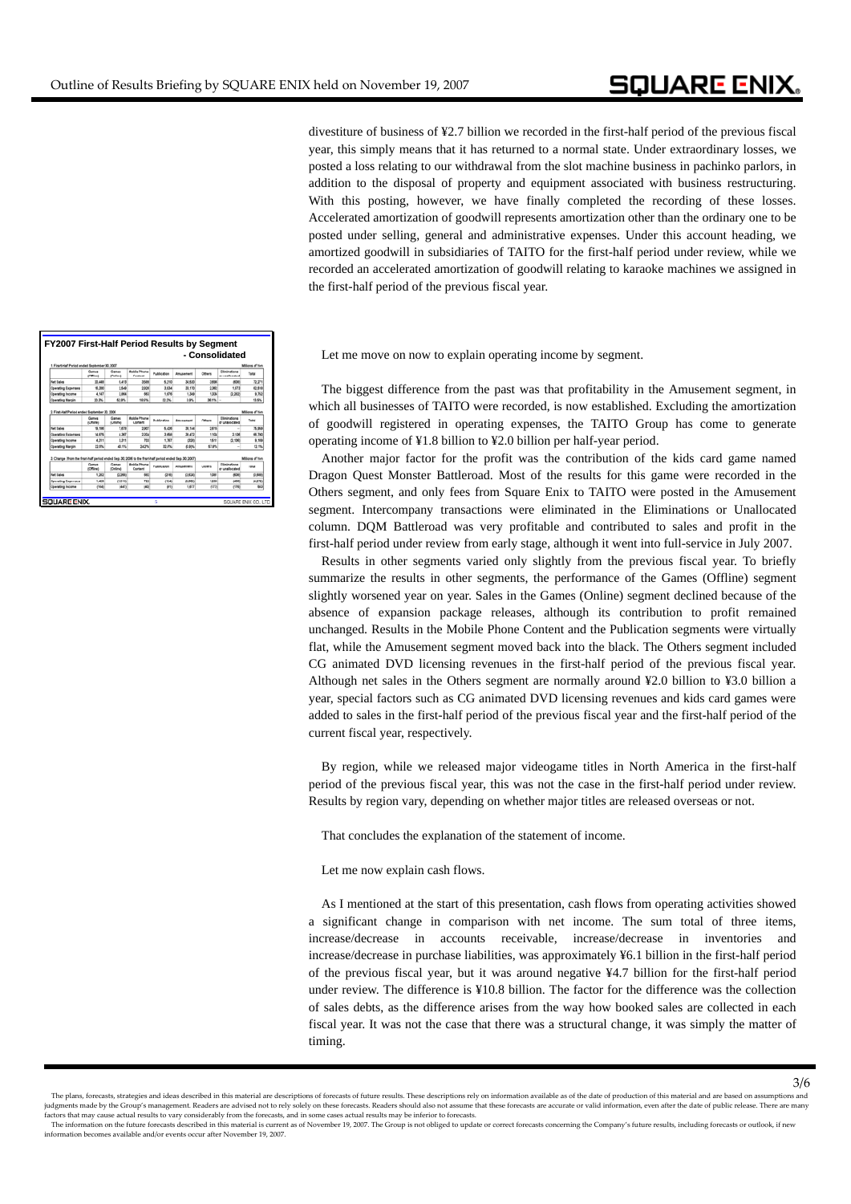divestiture of business of ¥2.7 billion we recorded in the first-half period of the previous fiscal year, this simply means that it has returned to a normal state. Under extraordinary losses, we posted a loss relating to our withdrawal from the slot machine business in pachinko parlors, in addition to the disposal of property and equipment associated with business restructuring. With this posting, however, we have finally completed the recording of these losses. Accelerated amortization of goodwill represents amortization other than the ordinary one to be posted under selling, general and administrative expenses. Under this account heading, we amortized goodwill in subsidiaries of TAITO for the first-half period under review, while we recorded an accelerated amortization of goodwill relating to karaoke machines we assigned in the first-half period of the previous fiscal year.

**FY2007 First-Half Period Results by Segment - Consolidated**

1. First-Half Period ended September 30, 2007 (Millions of Yen)

| | Games (Offline) | Games (Online) | Mobile Phone Content | Publication | Amusement | Others | Eliminations or unallocated | Total |
|---|---|---|---|---|---|---|---|---|
| Net Sales | 20,488 | 2,413 | 3,585 | 6,210 | 34,520 | 3,638 | (609) | 72,271 |
| Operating Expenses | 16,280 | 1,549 | 2,924 | 3,534 | 33,170 | 2,360 | 1,573 | 62,619 |
| Operating Income | 4,147 | 866 | 662 | 1,676 | 1,349 | 1,328 | (2,202) | 9,702 |
| Operating Margin | 20.3% | 52.9% | 18.5% | 22.2% | 3.9% | 36.5% | – | 13.5% |

2. First-Half Period ended September 30, 2006 (Millions of Yen)

| | Games (Offline) | Games (Online) | Mobile Phone Content | Publication | Amusement | Others | Eliminations or unallocated | Total |
|---|---|---|---|---|---|---|---|---|
| Net Sales | 19,195 | 4,679 | 2,907 | 5,426 | 36,144 | 2,615 | – | 75,869 |
| Operating Expenses | 14,976 | 3,367 | 2,204 | 3,658 | 36,472 | 1,104 | 2,106 | 66,760 |
| Operating Income | 4,211 | 1,311 | 703 | 1,767 | (328) | 1,511 | (2,106) | 9,109 |
| Operating Margin | 22.0% | 40.1% | 24.2% | 32.6% | (0.9)% | 57.8% | – | 12.1% |

3. Change (from the first-half period ended Sep.30,2006 to the first-half period ended Sep.30,2007) (Millions of Yen)

| | Games (Offline) | Games (Online) | Mobile Phone Content | Publication | Amusement | Others | Eliminations or unallocated | Total |
|---|---|---|---|---|---|---|---|---|
| Net Sales | 1,292 | (2,266) | 662 | (216) | (1,624) | 1,039 | (609) | (3,598) |
| Operating Expenses | 1,405 | (1,818) | 733 | (124) | (3,302) | 1,255 | (466) | (4,078) |
| Operating Income | (144) | (447) | (40) | (91) | 1,677 | (172) | (176) | 593 |

Let me move on now to explain operating income by segment.

The biggest difference from the past was that profitability in the Amusement segment, in which all businesses of TAITO were recorded, is now established. Excluding the amortization of goodwill registered in operating expenses, the TAITO Group has come to generate operating income of ¥1.8 billion to ¥2.0 billion per half-year period.

Another major factor for the profit was the contribution of the kids card game named Dragon Quest Monster Battleroad. Most of the results for this game were recorded in the Others segment, and only fees from Square Enix to TAITO were posted in the Amusement segment. Intercompany transactions were eliminated in the Eliminations or Unallocated column. DQM Battleroad was very profitable and contributed to sales and profit in the first-half period under review from early stage, although it went into full-service in July 2007.

Results in other segments varied only slightly from the previous fiscal year. To briefly summarize the results in other segments, the performance of the Games (Offline) segment slightly worsened year on year. Sales in the Games (Online) segment declined because of the absence of expansion package releases, although its contribution to profit remained unchanged. Results in the Mobile Phone Content and the Publication segments were virtually flat, while the Amusement segment moved back into the black. The Others segment included CG animated DVD licensing revenues in the first-half period of the previous fiscal year. Although net sales in the Others segment are normally around ¥2.0 billion to ¥3.0 billion a year, special factors such as CG animated DVD licensing revenues and kids card games were added to sales in the first-half period of the previous fiscal year and the first-half period of the current fiscal year, respectively.

By region, while we released major videogame titles in North America in the first-half period of the previous fiscal year, this was not the case in the first-half period under review. Results by region vary, depending on whether major titles are released overseas or not.

That concludes the explanation of the statement of income.

Let me now explain cash flows.

As I mentioned at the start of this presentation, cash flows from operating activities showed a significant change in comparison with net income. The sum total of three items, increase/decrease in accounts receivable, increase/decrease in inventories and increase/decrease in purchase liabilities, was approximately ¥6.1 billion in the first-half period of the previous fiscal year, but it was around negative ¥4.7 billion for the first-half period under review. The difference is ¥10.8 billion. The factor for the difference was the collection of sales debts, as the difference arises from the way how booked sales are collected in each fiscal year. It was not the case that there was a structural change, it was simply the matter of timing.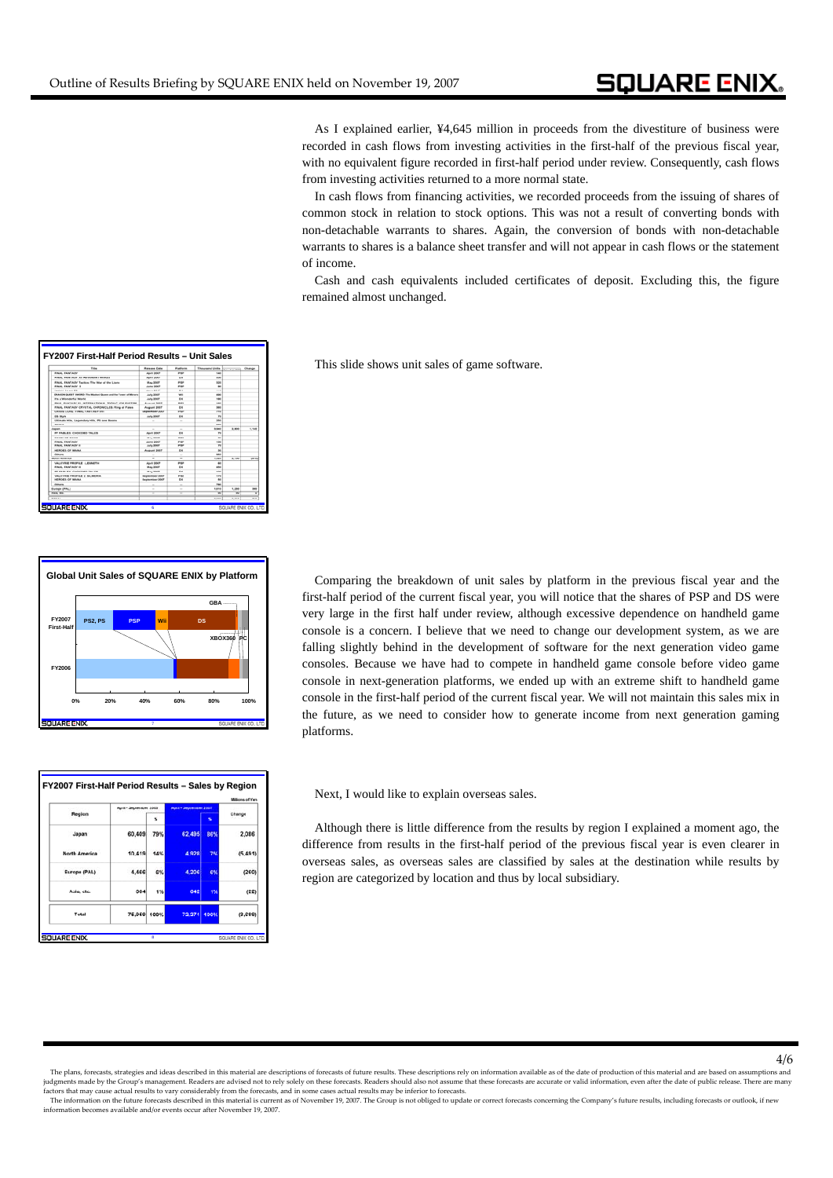As I explained earlier, ¥4,645 million in proceeds from the divestiture of business were recorded in cash flows from investing activities in the first-half of the previous fiscal year, with no equivalent figure recorded in first-half period under review. Consequently, cash flows from investing activities returned to a more normal state.

In cash flows from financing activities, we recorded proceeds from the issuing of shares of common stock in relation to stock options. This was not a result of converting bonds with non-detachable warrants to shares. Again, the conversion of bonds with non-detachable warrants to shares is a balance sheet transfer and will not appear in cash flows or the statement of income.

Cash and cash equivalents included certificates of deposit. Excluding this, the figure remained almost unchanged.

**FY2007 First-Half Period Results – Unit Sales**

This slide shows unit sales of game software.

**Global Unit Sales of SQUARE ENIX by Platform**

Comparing the breakdown of unit sales by platform in the previous fiscal year and the first-half period of the current fiscal year, you will notice that the shares of PSP and DS were very large in the first half under review, although excessive dependence on handheld game console is a concern. I believe that we need to change our development system, as we are falling slightly behind in the development of software for the next generation video game consoles. Because we have had to compete in handheld game console before video game console in next-generation platforms, we ended up with an extreme shift to handheld game console in the first-half period of the current fiscal year. We will not maintain this sales mix in the future, as we need to consider how to generate income from next generation gaming platforms.

**FY2007 First-Half Period Results – Sales by Region**

Millions of Yen

| Region | April - September 2006 | % | April - September 2007 | % | Change |
|---|---|---|---|---|---|
| Japan | 60,409 | 79% | 62,495 | 86% | 2,086 |
| North America | 10,419 | 14% | 4,928 | 7% | (5,491) |
| Europe (PAL) | 4,466 | 6% | 4,206 | 6% | (260) |
| Asia, etc. | 664 | 1% | 642 | 1% | (22) |
| Total | 75,960 | 100% | 72,271 | 100% | (3,689) |

Next, I would like to explain overseas sales.

Although there is little difference from the results by region I explained a moment ago, the difference from results in the first-half period of the previous fiscal year is even clearer in overseas sales, as overseas sales are classified by sales at the destination while results by region are categorized by location and thus by local subsidiary.

The plans, forecasts, strategies and ideas described in this material are descriptions of forecasts of future results. These descriptions rely on information available as of the date of production of this material and are based on assumptions and judgments made by the Group's management. Readers are advised not to rely solely on these forecasts. Readers should also not assume that these forecasts are accurate or valid information, even after the date of public release. There are many factors that may cause actual results to vary considerably from the forecasts, and in some cases actual results may be inferior to forecasts.

The information on the future forecasts described in this material is current as of November 19, 2007. The Group is not obliged to update or correct forecasts concerning the Company's future results, including forecasts or outlook, if new information becomes available and/or events occur after November 19, 2007.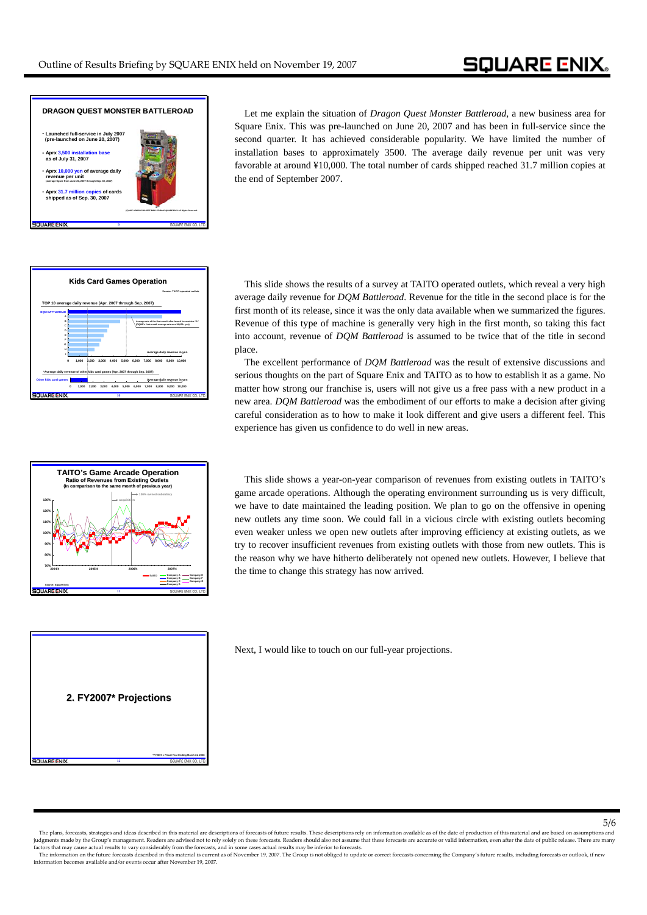## DRAGON QUEST MONSTER BATTLEROAD

- Launched full-service in July 2007 (pre-launched on June 20, 2007)
- Aprx 3,500 installation base as of July 31, 2007
- Aprx 10,000 yen of average daily revenue per unit (average figure from June 20, 2007 through Sep. 30, 2007)
- Aprx 31.7 million copies of cards shipped as of Sep. 30, 2007

Let me explain the situation of *Dragon Quest Monster Battleroad*, a new business area for Square Enix. This was pre-launched on June 20, 2007 and has been in full-service since the second quarter. It has achieved considerable popularity. We have limited the number of installation bases to approximately 3500. The average daily revenue per unit was very favorable at around ¥10,000. The total number of cards shipped reached 31.7 million copies at the end of September 2007.

## Kids Card Games Operation

This slide shows the results of a survey at TAITO operated outlets, which reveal a very high average daily revenue for *DQM Battleroad*. Revenue for the title in the second place is for the first month of its release, since it was the only data available when we summarized the figures. Revenue of this type of machine is generally very high in the first month, so taking this fact into account, revenue of *DQM Battleroad* is assumed to be twice that of the title in second place.

The excellent performance of *DQM Battleroad* was the result of extensive discussions and serious thoughts on the part of Square Enix and TAITO as to how to establish it as a game. No matter how strong our franchise is, users will not give us a free pass with a new product in a new area. *DQM Battleroad* was the embodiment of our efforts to make a decision after giving careful consideration as to how to make it look different and give users a different feel. This experience has given us confidence to do well in new areas.

## TAITO's Game Arcade Operation

### Ratio of Revenues from Existing Outlets (in comparison to the same month of previous year)

This slide shows a year-on-year comparison of revenues from existing outlets in TAITO's game arcade operations. Although the operating environment surrounding us is very difficult, we have to date maintained the leading position. We plan to go on the offensive in opening new outlets any time soon. We could fall in a vicious circle with existing outlets becoming even weaker unless we open new outlets after improving efficiency at existing outlets, as we try to recover insufficient revenues from existing outlets with those from new outlets. This is the reason why we have hitherto deliberately not opened new outlets. However, I believe that the time to change this strategy has now arrived.

## 2. FY2007* Projections

*FY2007 = Fiscal Year Ending March 31, 2008

Next, I would like to touch on our full-year projections.

The plans, forecasts, strategies and ideas described in this material are descriptions of forecasts of future results. These descriptions rely on information available as of the date of production of this material and are based on assumptions and judgments made by the Group's management. Readers are advised not to rely solely on these forecasts. Readers should also not assume that these forecasts are accurate or valid information, even after the date of public release. There are many factors that may cause actual results to vary considerably from the forecasts, and in some cases actual results may be inferior to forecasts.

The information on the future forecasts described in this material is current as of November 19, 2007. The Group is not obliged to update or correct forecasts concerning the Company's future results, including forecasts or outlook, if new information becomes available and/or events occur after November 19, 2007.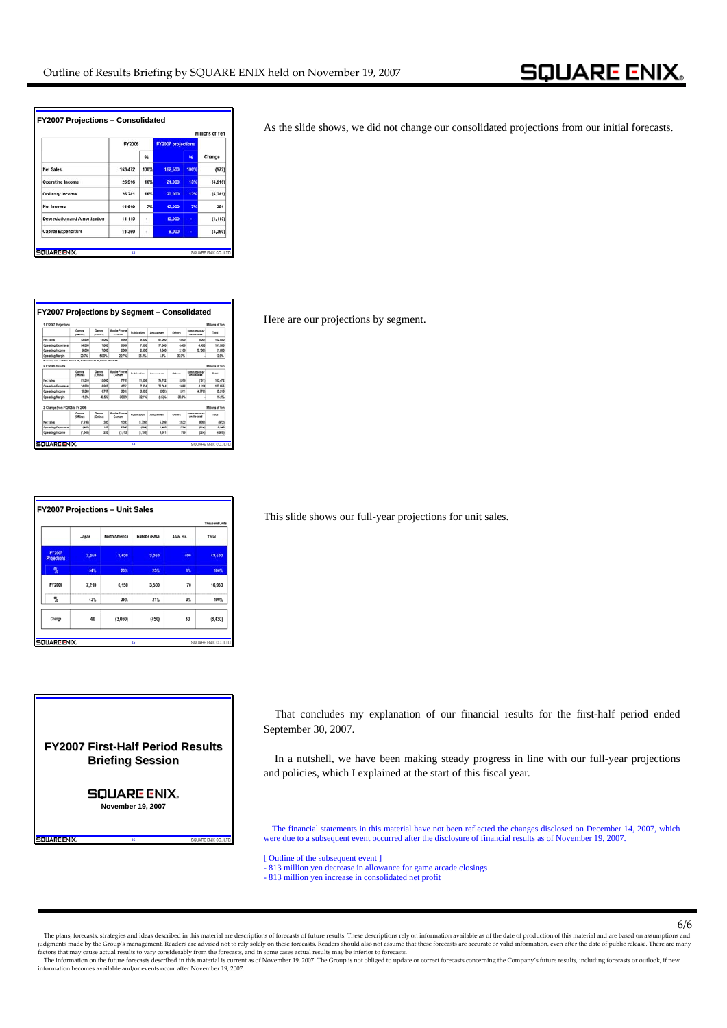## FY2007 Projections – Consolidated

Millions of Yen

| | FY2006 | % | FY2007 projections | % | Change |
|---|---|---|---|---|---|
| Net Sales | 163,472 | 100% | 162,500 | 100% | (972) |
| Operating Income | 25,916 | 16% | 21,000 | 13% | (4,916) |
| Ordinary Income | 26,241 | 16% | 20,000 | 12% | (6,241) |
| Net Income | 11,619 | 7% | 12,000 | 7% | 381 |
| Depreciation and Amortization | 11,113 | - | 10,000 | - | (1,113) |
| Capital Expenditure | 11,360 | - | 8,000 | - | (3,360) |

As the slide shows, we did not change our consolidated projections from our initial forecasts.

## FY2007 Projections by Segment – Consolidated

1. FY2007 Projections

Millions of Yen

| | Games (Offline) | Games (Online) | Mobile Phone Content | Publication | Amusement | Others | Eliminations or unallocated | Total |
|---|---|---|---|---|---|---|---|---|
| Net Sales | 43,000 | 11,000 | 9,000 | 9,000 | 81,000 | 6,500 | (600) | 162,500 |
| Operating Expenses | 34,000 | 1,000 | 6,500 | 7,000 | 77,500 | 4,400 | 4,500 | 141,500 |
| Operating Income | 9,000 | 10,000 | 2,000 | 2,000 | 3,500 | 2,100 | (5,100) | 21,000 |
| Operating Margin | 20.7% | 90.0% | 22.7% | 36.7% | 4.3% | 32.3% | - | 12.9% |

2. FY2006 Results

Millions of Yen

| | Games (Offline) | Games (Online) | Mobile Phone Content | Publication | Amusement | Others | Eliminations or unallocated | Total |
|---|---|---|---|---|---|---|---|---|
| Net Sales | 51,216 | 10,680 | 7,767 | 11,209 | 79,722 | 2,979 | (101) | 163,472 |
| Operating Expenses | 34,868 | 5,893 | 4,753 | 7,454 | 79,984 | 1,668 | 4,614 | 137,555 |
| Operating Income | 16,348 | 4,787 | 3,013 | 3,655 | (261) | 1,311 | (4,716) | 25,916 |
| Operating Margin | 31.9% | 49.5% | 38.8% | 32.1% | (0.33%) | 33.0% | - | 15.9% |

3. Change from FY2006 to FY2007

Millions of Yen

| | Games (Offline) | Games (Online) | Mobile Phone Content | Publication | Amusement | Others | Eliminations or unallocated | Total |
|---|---|---|---|---|---|---|---|---|
| Net Sales | (7,910) | 348 | 1,533 | (1,789) | 1,298 | 3,920 | (499) | (972) |
| Operating Expenses | (440) | 147 | 2,047 | (454) | (484) | 1,732 | (114) | 5,945 |
| Operating Income | (7,348) | 220 | (1,013) | (1,155) | 3,851 | 789 | (324) | (4,916) |

Here are our projections by segment.

## FY2007 Projections – Unit Sales

Thousand Units

| | Japan | North America | Europe (PAL) | Asia etc | Total |
|---|---|---|---|---|---|
| FY2007 Projections | 7,250 | 3,100 | 3,050 | 100 | 13,500 |
| % | 54% | 23% | 23% | 1% | 100% |
| FY2006 | 7,210 | 6,150 | 3,500 | 70 | 16,930 |
| % | 43% | 36% | 21% | 0% | 100% |
| Change | 40 | (3,050) | (450) | 30 | (3,430) |

This slide shows our full-year projections for unit sales.

## FY2007 First-Half Period Results Briefing Session

SQUARE ENIX

November 19, 2007

That concludes my explanation of our financial results for the first-half period ended September 30, 2007.

In a nutshell, we have been making steady progress in line with our full-year projections and policies, which I explained at the start of this fiscal year.

The financial statements in this material have not been reflected the changes disclosed on December 14, 2007, which were due to a subsequent event occurred after the disclosure of financial results as of November 19, 2007.

[ Outline of the subsequent event ]
- 813 million yen decrease in allowance for game arcade closings
- 813 million yen increase in consolidated net profit

The plans, forecasts, strategies and ideas described in this material are descriptions of forecasts of future results. These descriptions rely on information available as of the date of production of this material and are based on assumptions and judgments made by the Group's management. Readers are advised not to rely solely on these forecasts. Readers should also not assume that these forecasts are accurate or valid information, even after the date of public release. There are many factors that may cause actual results to vary considerably from the forecasts, and in some cases actual results may be inferior to forecasts.

The information on the future forecasts described in this material is current as of November 19, 2007. The Group is not obliged to update or correct forecasts concerning the Company's future results, including forecasts or outlook, if new information becomes available and/or events occur after November 19, 2007.